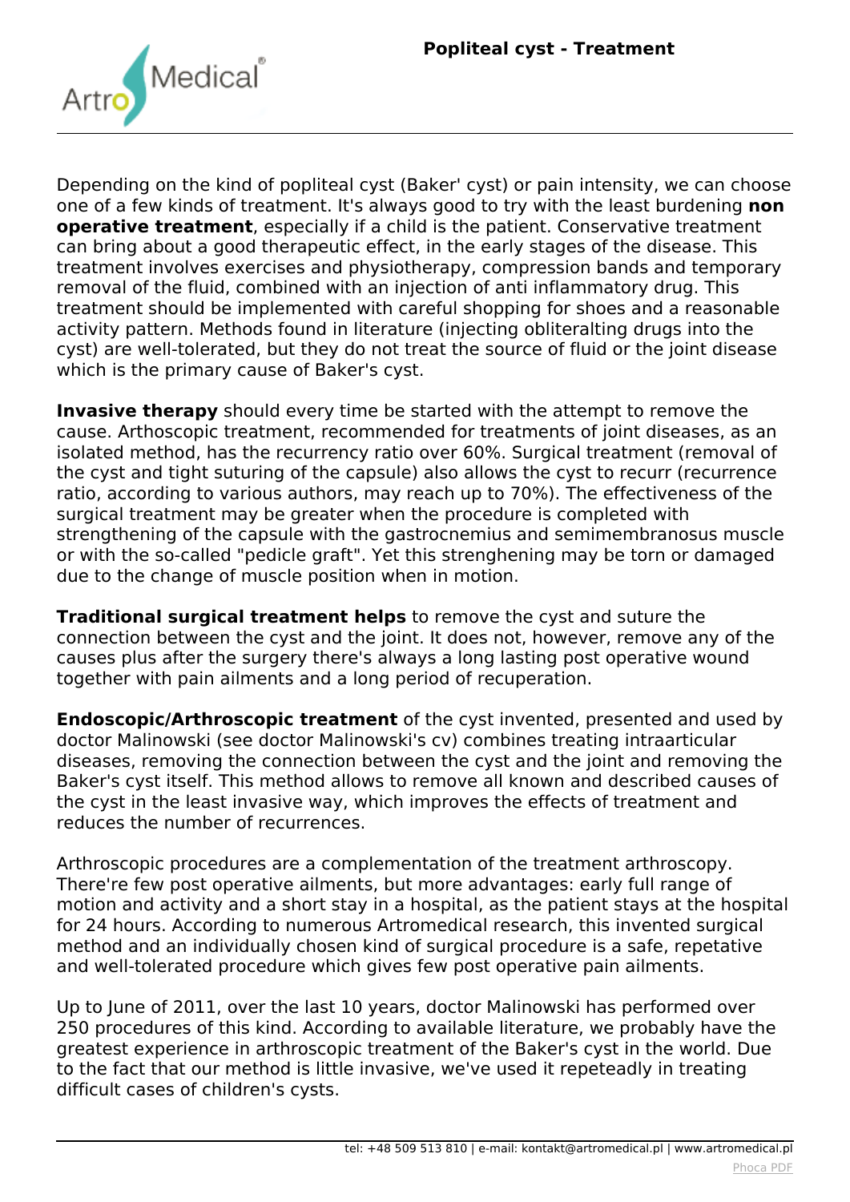# Popliteal cyst - Treatment

Depending on the kind of popliteal cyst (Baker' cyst) or pain intensity, we can choose one of a few kinds of treatment. It's always good to try with the least burdening **non operative treatment**, especially if a child is the patient. Conservative treatment can bring about a good therapeutic effect, in the early stages of the disease. This treatment involves exercises and physiotherapy, compression bands and temporary removal of the fluid, combined with an injection of anti inflammatory drug. This treatment should be implemented with careful shopping for shoes and a reasonable activity pattern. Methods found in literature (injecting obliteralting drugs into the cyst) are well-tolerated, but they do not treat the source of fluid or the joint disease which is the primary cause of Baker's cyst.

**Invasive therapy** should every time be started with the attempt to remove the cause. Arthoscopic treatment, recommended for treatments of joint diseases, as an isolated method, has the recurrency ratio over 60%. Surgical treatment (removal of the cyst and tight suturing of the capsule) also allows the cyst to recurr (recurrence ratio, according to various authors, may reach up to 70%). The effectiveness of the surgical treatment may be greater when the procedure is completed with strengthening of the capsule with the gastrocnemius and semimembranosus muscle or with the so-called "pedicle graft". Yet this strenghening may be torn or damaged due to the change of muscle position when in motion.

**Traditional surgical treatment helps** to remove the cyst and suture the connection between the cyst and the joint. It does not, however, remove any of the causes plus after the surgery there's always a long lasting post operative wound together with pain ailments and a long period of recuperation.

**Endoscopic/Arthroscopic treatment** of the cyst invented, presented and used by doctor Malinowski (see doctor Malinowski's cv) combines treating intraarticular diseases, removing the connection between the cyst and the joint and removing the Baker's cyst itself. This method allows to remove all known and described causes of the cyst in the least invasive way, which improves the effects of treatment and reduces the number of recurrences.

Arthroscopic procedures are a complementation of the treatment arthroscopy. There're few post operative ailments, but more advantages: early full range of motion and activity and a short stay in a hospital, as the patient stays at the hospital for 24 hours. According to numerous Artromedical research, this invented surgical method and an individually chosen kind of surgical procedure is a safe, repetative and well-tolerated procedure which gives few post operative pain ailments.

Up to June of 2011, over the last 10 years, doctor Malinowski has performed over 250 procedures of this kind. According to available literature, we probably have the greatest experience in arthroscopic treatment of the Baker's cyst in the world. Due to the fact that our method is little invasive, we've used it repeteadly in treating difficult cases of children's cysts.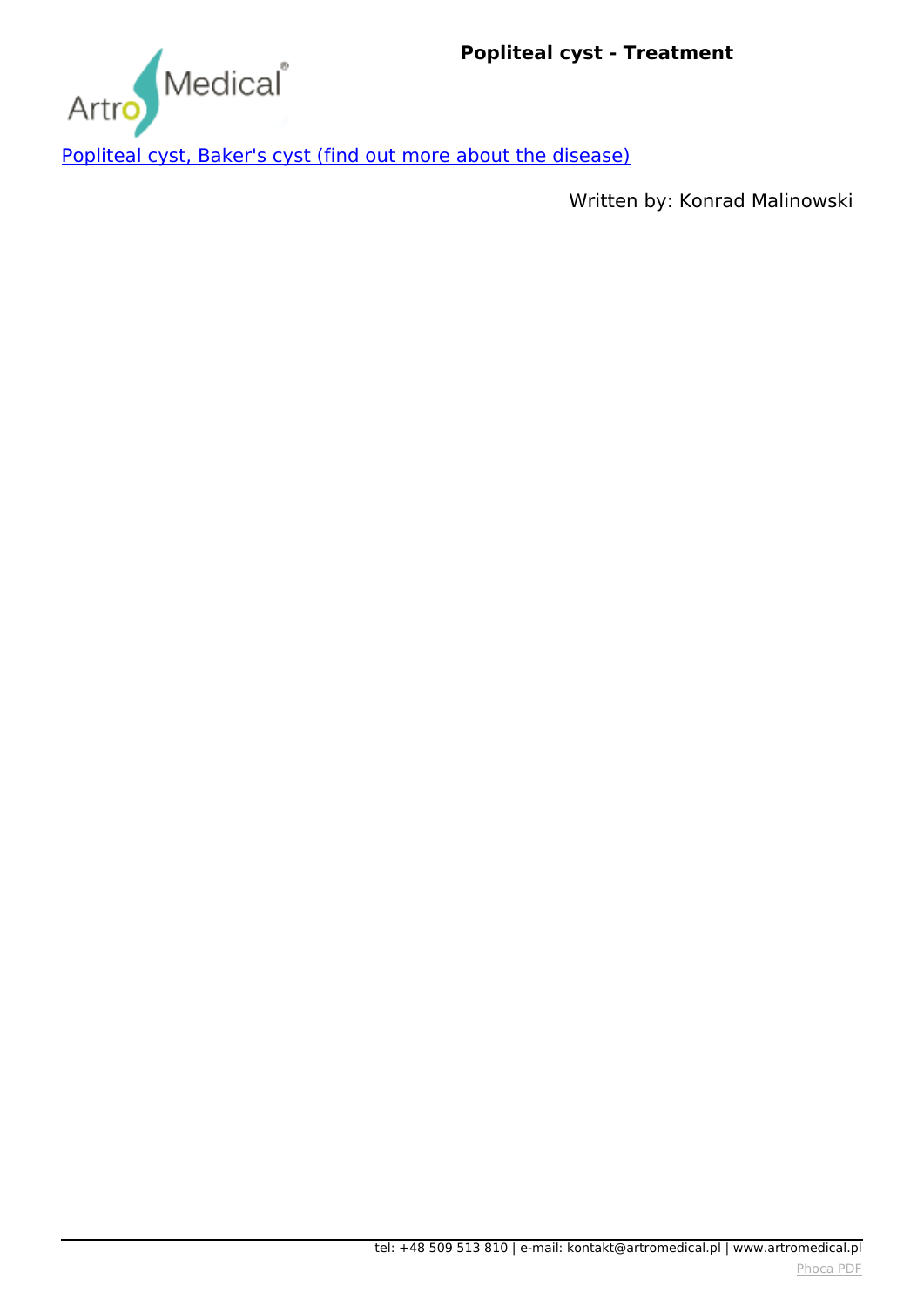[Popliteal cyst, Baker's cyst (find out more about the disease)]

Written by: Konrad Malinowski